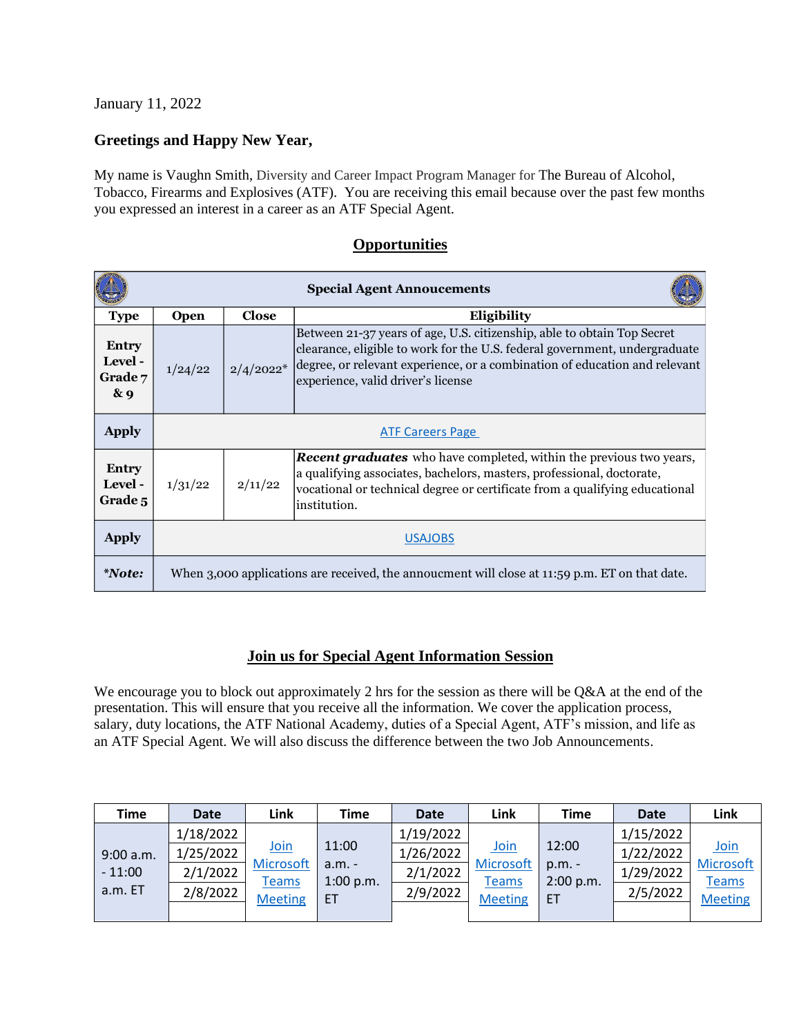January 11, 2022

**Greetings and Happy New Year,**

My name is Vaughn Smith, Diversity and Career Impact Program Manager for The Bureau of Alcohol, Tobacco, Firearms and Explosives (ATF). You are receiving this email because over the past few months you expressed an interest in a career as an ATF Special Agent.

## Opportunities

| Special Agent Annoucements | | | |
|---|---|---|---|
| **Type** | **Open** | **Close** | **Eligibility** |
| **Entry Level - Grade 7 & 9** | 1/24/22 | 2/4/2022* | Between 21-37 years of age, U.S. citizenship, able to obtain Top Secret clearance, eligible to work for the U.S. federal government, undergraduate degree, or relevant experience, or a combination of education and relevant experience, valid driver's license |
| **Apply** | ATF Careers Page | | |
| **Entry Level - Grade 5** | 1/31/22 | 2/11/22 | ***Recent graduates*** who have completed, within the previous two years, a qualifying associates, bachelors, masters, professional, doctorate, vocational or technical degree or certificate from a qualifying educational institution. |
| **Apply** | USAJOBS | | |
| ***\*Note:*** | When 3,000 applications are received, the annoucment will close at 11:59 p.m. ET on that date. | | |

## Join us for Special Agent Information Session

We encourage you to block out approximately 2 hrs for the session as there will be Q&A at the end of the presentation. This will ensure that you receive all the information. We cover the application process, salary, duty locations, the ATF National Academy, duties of a Special Agent, ATF's mission, and life as an ATF Special Agent. We will also discuss the difference between the two Job Announcements.

| Time | Date | Link | Time | Date | Link | Time | Date | Link |
|---|---|---|---|---|---|---|---|---|
| 9:00 a.m. - 11:00 a.m. ET | 1/18/2022 | Join Microsoft Teams Meeting | 11:00 a.m. - 1:00 p.m. ET | 1/19/2022 | Join Microsoft Teams Meeting | 12:00 p.m. - 2:00 p.m. ET | 1/15/2022 | Join Microsoft Teams Meeting |
| | 1/25/2022 | | | 1/26/2022 | | | 1/22/2022 | |
| | 2/1/2022 | | | 2/1/2022 | | | 1/29/2022 | |
| | 2/8/2022 | | | 2/9/2022 | | | 2/5/2022 | |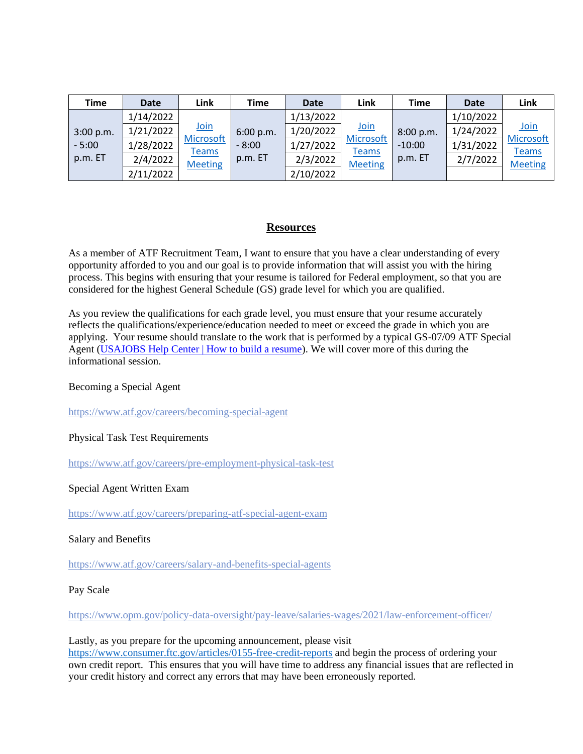| Time | Date | Link | Time | Date | Link | Time | Date | Link |
|---|---|---|---|---|---|---|---|---|
| 3:00 p.m. - 5:00 p.m. ET | 1/14/2022 | Join Microsoft Teams Meeting | 6:00 p.m. - 8:00 p.m. ET | 1/13/2022 | Join Microsoft Teams Meeting | 8:00 p.m. -10:00 p.m. ET | 1/10/2022 | Join Microsoft Teams Meeting |
| | 1/21/2022 | | | 1/20/2022 | | | 1/24/2022 | |
| | 1/28/2022 | | | 1/27/2022 | | | 1/31/2022 | |
| | 2/4/2022 | | | 2/3/2022 | | | 2/7/2022 | |
| | 2/11/2022 | | | 2/10/2022 | | | | |

## **Resources**

As a member of ATF Recruitment Team, I want to ensure that you have a clear understanding of every opportunity afforded to you and our goal is to provide information that will assist you with the hiring process. This begins with ensuring that your resume is tailored for Federal employment, so that you are considered for the highest General Schedule (GS) grade level for which you are qualified.

As you review the qualifications for each grade level, you must ensure that your resume accurately reflects the qualifications/experience/education needed to meet or exceed the grade in which you are applying. Your resume should translate to the work that is performed by a typical GS-07/09 ATF Special Agent (USAJOBS Help Center | How to build a resume). We will cover more of this during the informational session.

Becoming a Special Agent

https://www.atf.gov/careers/becoming-special-agent

Physical Task Test Requirements

https://www.atf.gov/careers/pre-employment-physical-task-test

Special Agent Written Exam

https://www.atf.gov/careers/preparing-atf-special-agent-exam

Salary and Benefits

https://www.atf.gov/careers/salary-and-benefits-special-agents

Pay Scale

https://www.opm.gov/policy-data-oversight/pay-leave/salaries-wages/2021/law-enforcement-officer/

Lastly, as you prepare for the upcoming announcement, please visit https://www.consumer.ftc.gov/articles/0155-free-credit-reports and begin the process of ordering your own credit report. This ensures that you will have time to address any financial issues that are reflected in your credit history and correct any errors that may have been erroneously reported.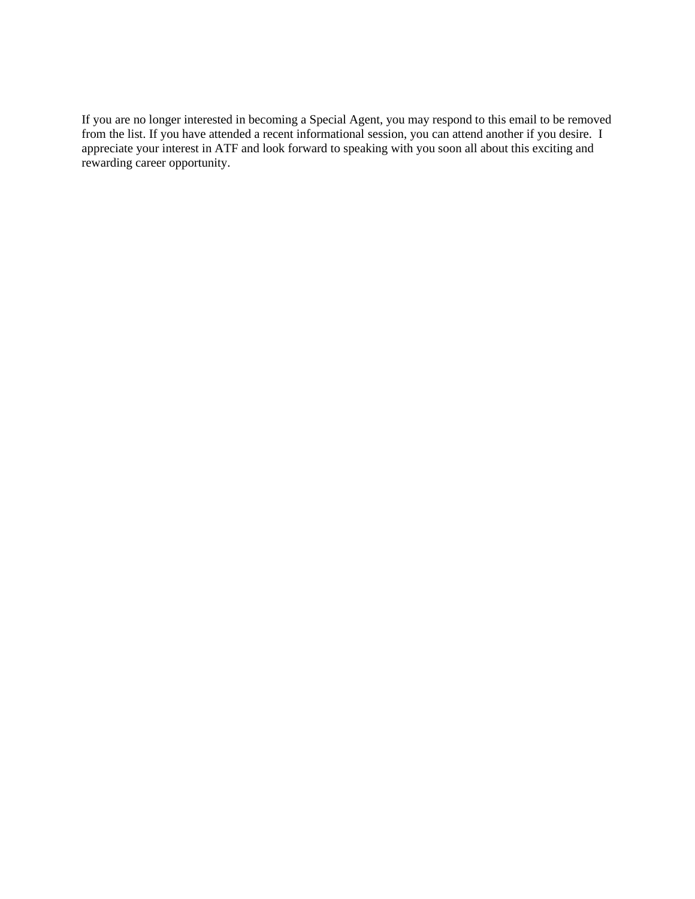If you are no longer interested in becoming a Special Agent, you may respond to this email to be removed from the list. If you have attended a recent informational session, you can attend another if you desire. I appreciate your interest in ATF and look forward to speaking with you soon all about this exciting and rewarding career opportunity.